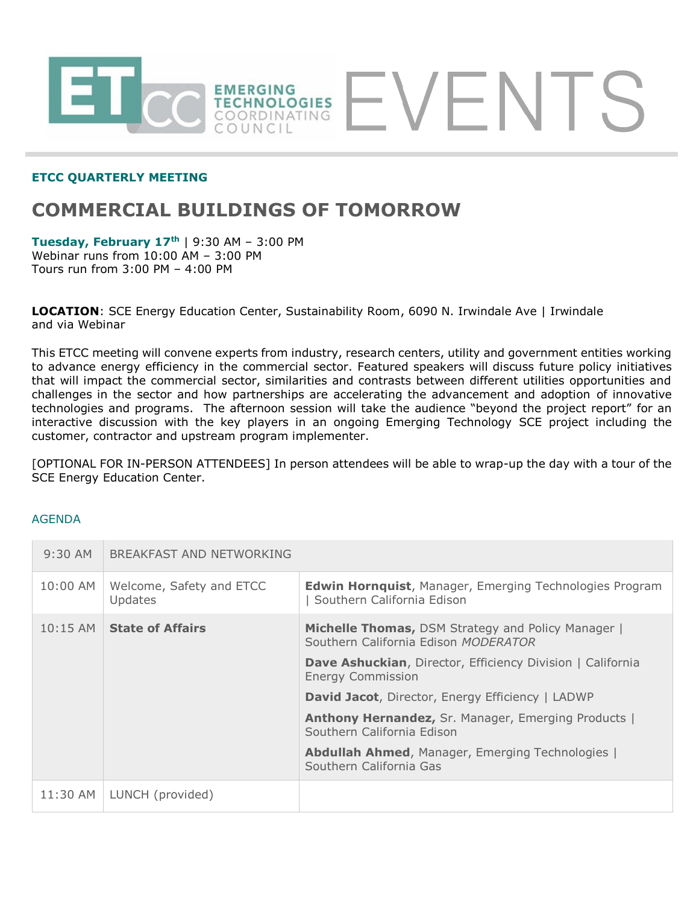ETCC EMERGING TECHNOLOGIES COORDINATING COUNCIL EVENTS

**ETCC QUARTERLY MEETING**

# COMMERCIAL BUILDINGS OF TOMORROW

**Tuesday, February 17th** | 9:30 AM – 3:00 PM
Webinar runs from 10:00 AM – 3:00 PM
Tours run from 3:00 PM – 4:00 PM

**LOCATION**: SCE Energy Education Center, Sustainability Room, 6090 N. Irwindale Ave | Irwindale and via Webinar

This ETCC meeting will convene experts from industry, research centers, utility and government entities working to advance energy efficiency in the commercial sector. Featured speakers will discuss future policy initiatives that will impact the commercial sector, similarities and contrasts between different utilities opportunities and challenges in the sector and how partnerships are accelerating the advancement and adoption of innovative technologies and programs. The afternoon session will take the audience "beyond the project report" for an interactive discussion with the key players in an ongoing Emerging Technology SCE project including the customer, contractor and upstream program implementer.

[OPTIONAL FOR IN-PERSON ATTENDEES] In person attendees will be able to wrap-up the day with a tour of the SCE Energy Education Center.

## AGENDA

| | | |
|---|---|---|
| 9:30 AM | BREAKFAST AND NETWORKING | |
| 10:00 AM | Welcome, Safety and ETCC Updates | **Edwin Hornquist**, Manager, Emerging Technologies Program \| Southern California Edison |
| 10:15 AM | **State of Affairs** | **Michelle Thomas,** DSM Strategy and Policy Manager \| Southern California Edison *MODERATOR*<br>**Dave Ashuckian**, Director, Efficiency Division \| California Energy Commission<br>**David Jacot**, Director, Energy Efficiency \| LADWP<br>**Anthony Hernandez,** Sr. Manager, Emerging Products \| Southern California Edison<br>**Abdullah Ahmed**, Manager, Emerging Technologies \| Southern California Gas |
| 11:30 AM | LUNCH (provided) | |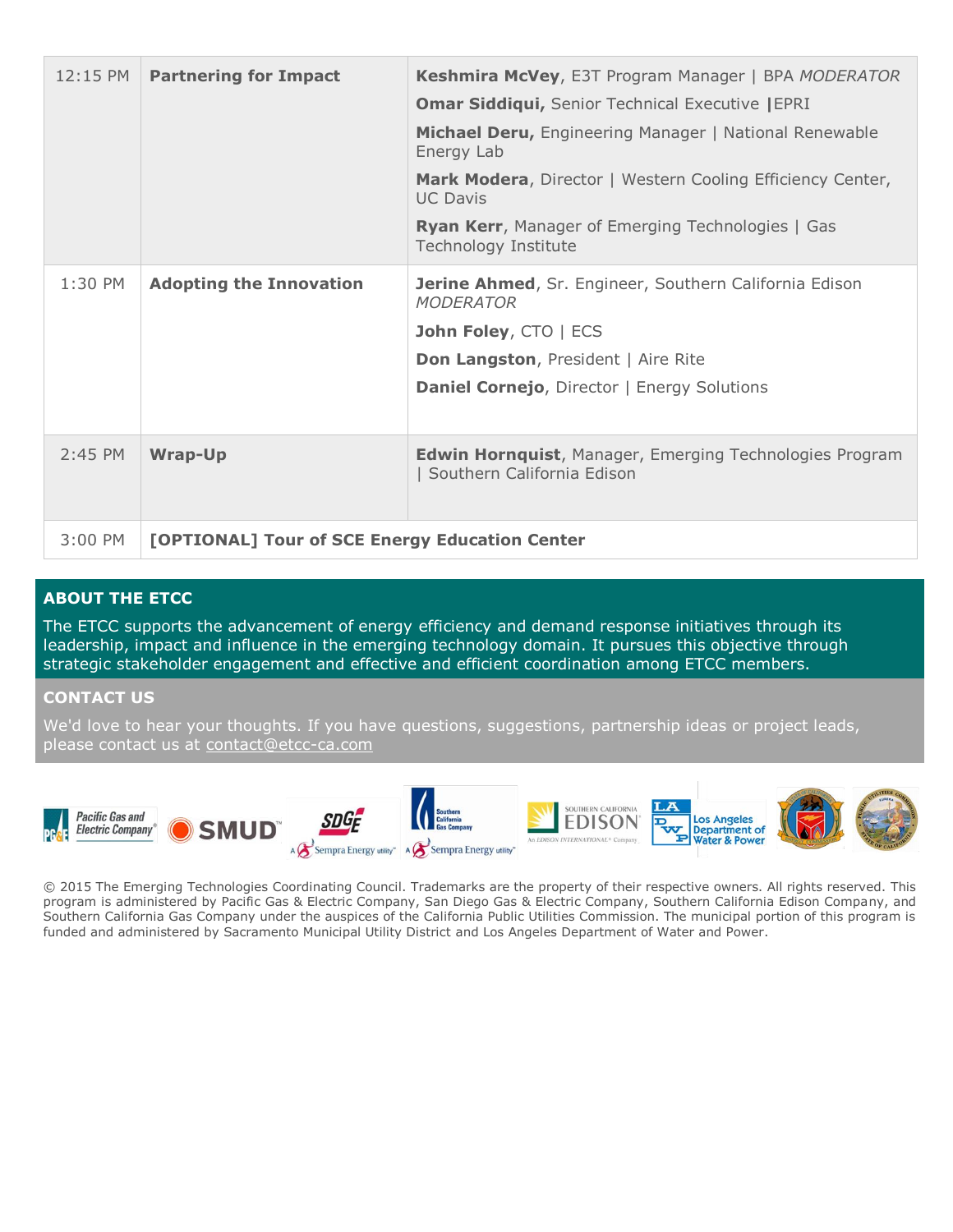| | | |
|---|---|---|
| 12:15 PM | **Partnering for Impact** | **Keshmira McVey**, E3T Program Manager \| BPA *MODERATOR*<br>**Omar Siddiqui,** Senior Technical Executive \|EPRI<br>**Michael Deru,** Engineering Manager \| National Renewable Energy Lab<br>**Mark Modera**, Director \| Western Cooling Efficiency Center, UC Davis<br>**Ryan Kerr**, Manager of Emerging Technologies \| Gas Technology Institute |
| 1:30 PM | **Adopting the Innovation** | **Jerine Ahmed**, Sr. Engineer, Southern California Edison *MODERATOR*<br>**John Foley**, CTO \| ECS<br>**Don Langston**, President \| Aire Rite<br>**Daniel Cornejo**, Director \| Energy Solutions |
| 2:45 PM | **Wrap-Up** | **Edwin Hornquist**, Manager, Emerging Technologies Program \| Southern California Edison |
| 3:00 PM | **[OPTIONAL] Tour of SCE Energy Education Center** | |

## ABOUT THE ETCC

The ETCC supports the advancement of energy efficiency and demand response initiatives through its leadership, impact and influence in the emerging technology domain. It pursues this objective through strategic stakeholder engagement and effective and efficient coordination among ETCC members.

## CONTACT US

We'd love to hear your thoughts. If you have questions, suggestions, partnership ideas or project leads, please contact us at contact@etcc-ca.com

© 2015 The Emerging Technologies Coordinating Council. Trademarks are the property of their respective owners. All rights reserved. This program is administered by Pacific Gas & Electric Company, San Diego Gas & Electric Company, Southern California Edison Company, and Southern California Gas Company under the auspices of the California Public Utilities Commission. The municipal portion of this program is funded and administered by Sacramento Municipal Utility District and Los Angeles Department of Water and Power.